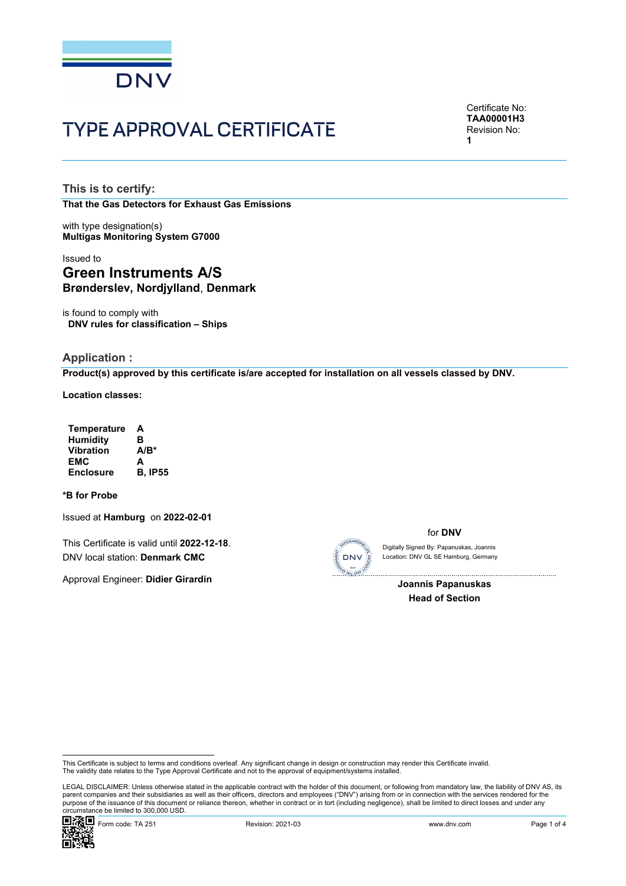# TYPE APPROVAL CERTIFICATE

Certificate No:
**TAA00001H3**
Revision No:
**1**

## This is to certify:

**That the Gas Detectors for Exhaust Gas Emissions**

with type designation(s)
**Multigas Monitoring System G7000**

Issued to
## Green Instruments A/S
**Brønderslev, Nordjylland, Denmark**

is found to comply with
**DNV rules for classification – Ships**

## Application :

**Product(s) approved by this certificate is/are accepted for installation on all vessels classed by DNV.**

**Location classes:**

| | |
|---|---|
| **Temperature** | **A** |
| **Humidity** | **B** |
| **Vibration** | **A/B*** |
| **EMC** | **A** |
| **Enclosure** | **B, IP55** |

***B for Probe**

Issued at **Hamburg** on **2022-02-01**

This Certificate is valid until **2022-12-18**.
DNV local station: **Denmark CMC**

Approval Engineer: **Didier Girardin**

for **DNV**

Digitally Signed By: Papanuskas, Joannis
Location: DNV GL SE Hamburg, Germany

**Joannis Papanuskas**
**Head of Section**

This Certificate is subject to terms and conditions overleaf. Any significant change in design or construction may render this Certificate invalid.
The validity date relates to the Type Approval Certificate and not to the approval of equipment/systems installed.

LEGAL DISCLAIMER: Unless otherwise stated in the applicable contract with the holder of this document, or following from mandatory law, the liability of DNV AS, its parent companies and their subsidiaries as well as their officers, directors and employees ("DNV") arising from or in connection with the services rendered for the purpose of the issuance of this document or reliance thereon, whether in contract or in tort (including negligence), shall be limited to direct losses and under any circumstance be limited to 300,000 USD.

Form code: TA 251 Revision: 2021-03 www.dnv.com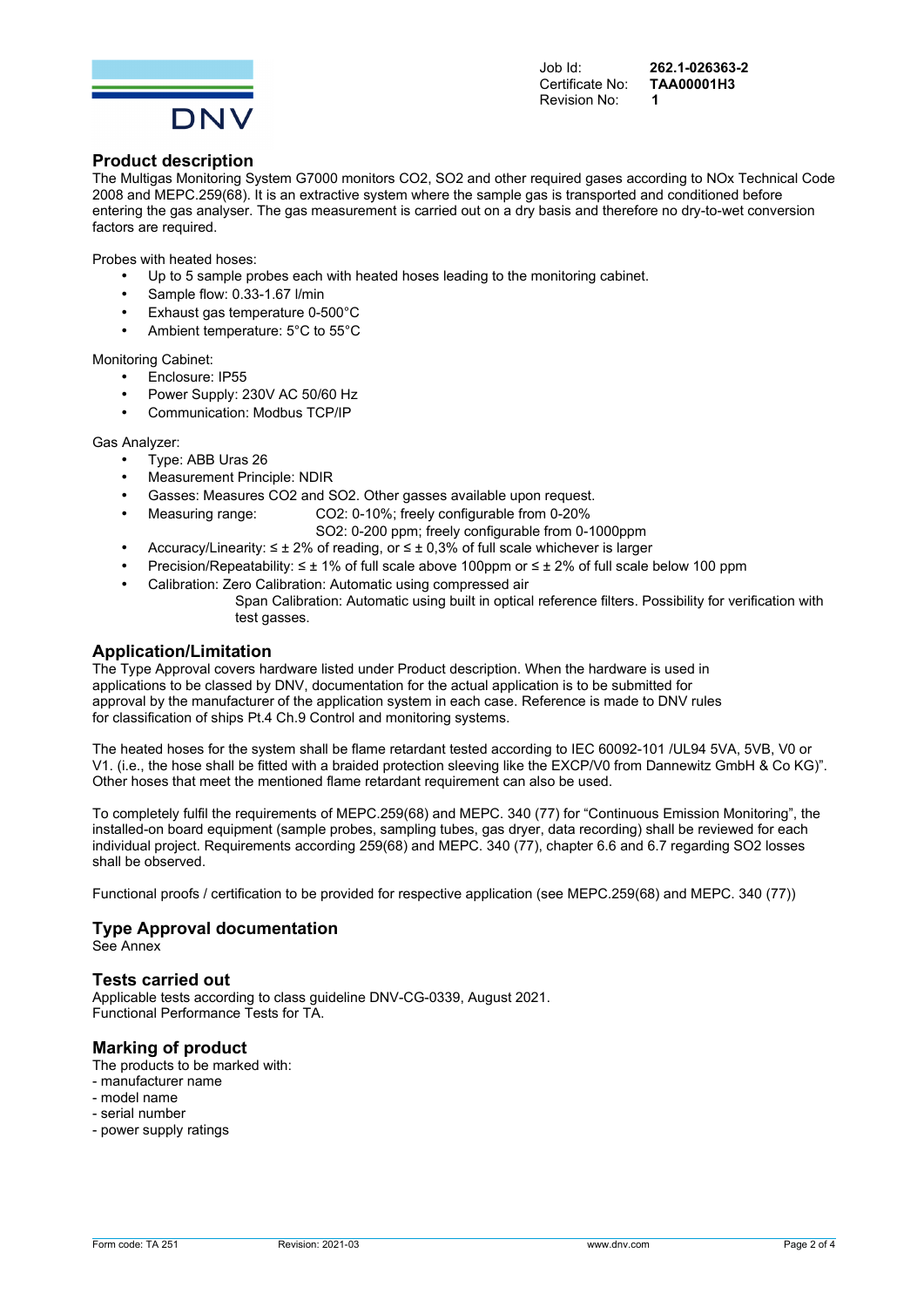Job Id: **262.1-026363-2**
Certificate No: **TAA00001H3**
Revision No: **1**

## Product description

The Multigas Monitoring System G7000 monitors $CO_2$, $SO_2$ and other required gases according to NOx Technical Code 2008 and MEPC.259(68). It is an extractive system where the sample gas is transported and conditioned before entering the gas analyser. The gas measurement is carried out on a dry basis and therefore no dry-to-wet conversion factors are required.

Probes with heated hoses:

- Up to 5 sample probes each with heated hoses leading to the monitoring cabinet.
- Sample flow: 0.33-1.67 l/min
- Exhaust gas temperature 0-500°C
- Ambient temperature: 5°C to 55°C

Monitoring Cabinet:

- Enclosure: IP55
- Power Supply: 230V AC 50/60 Hz
- Communication: Modbus TCP/IP

Gas Analyzer:

- Type: ABB Uras 26
- Measurement Principle: NDIR
- Gasses: Measures $CO_2$ and $SO_2$. Other gasses available upon request.
- Measuring range: $CO_2$: 0-10%; freely configurable from 0-20%
  $SO_2$: 0-200 ppm; freely configurable from 0-1000ppm
- Accuracy/Linearity: ≤ ± 2% of reading, or ≤ ± 0,3% of full scale whichever is larger
- Precision/Repeatability: ≤ ± 1% of full scale above 100ppm or ≤ ± 2% of full scale below 100 ppm
- Calibration: Zero Calibration: Automatic using compressed air
  Span Calibration: Automatic using built in optical reference filters. Possibility for verification with test gasses.

## Application/Limitation

The Type Approval covers hardware listed under Product description. When the hardware is used in applications to be classed by DNV, documentation for the actual application is to be submitted for approval by the manufacturer of the application system in each case. Reference is made to DNV rules for classification of ships Pt.4 Ch.9 Control and monitoring systems.

The heated hoses for the system shall be flame retardant tested according to IEC 60092-101 /UL94 5VA, 5VB, V0 or V1. (i.e., the hose shall be fitted with a braided protection sleeving like the EXCP/V0 from Dannewitz GmbH & Co KG)". Other hoses that meet the mentioned flame retardant requirement can also be used.

To completely fulfil the requirements of MEPC.259(68) and MEPC. 340 (77) for "Continuous Emission Monitoring", the installed-on board equipment (sample probes, sampling tubes, gas dryer, data recording) shall be reviewed for each individual project. Requirements according 259(68) and MEPC. 340 (77), chapter 6.6 and 6.7 regarding $SO_2$ losses shall be observed.

Functional proofs / certification to be provided for respective application (see MEPC.259(68) and MEPC. 340 (77))

## Type Approval documentation

See Annex

## Tests carried out

Applicable tests according to class guideline DNV-CG-0339, August 2021.
Functional Performance Tests for TA.

## Marking of product

The products to be marked with:
- manufacturer name
- model name
- serial number
- power supply ratings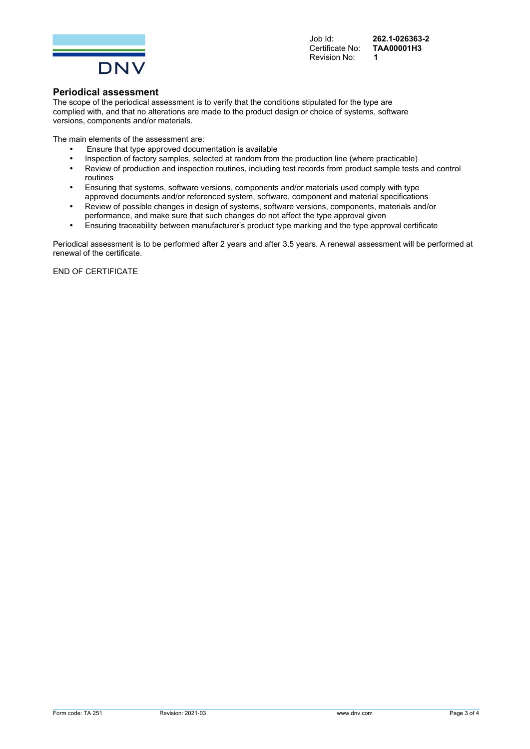Job Id: **262.1-026363-2**
Certificate No: **TAA00001H3**
Revision No: **1**

## Periodical assessment

The scope of the periodical assessment is to verify that the conditions stipulated for the type are complied with, and that no alterations are made to the product design or choice of systems, software versions, components and/or materials.

The main elements of the assessment are:

- Ensure that type approved documentation is available
- Inspection of factory samples, selected at random from the production line (where practicable)
- Review of production and inspection routines, including test records from product sample tests and control routines
- Ensuring that systems, software versions, components and/or materials used comply with type approved documents and/or referenced system, software, component and material specifications
- Review of possible changes in design of systems, software versions, components, materials and/or performance, and make sure that such changes do not affect the type approval given
- Ensuring traceability between manufacturer's product type marking and the type approval certificate

Periodical assessment is to be performed after 2 years and after 3.5 years. A renewal assessment will be performed at renewal of the certificate.

END OF CERTIFICATE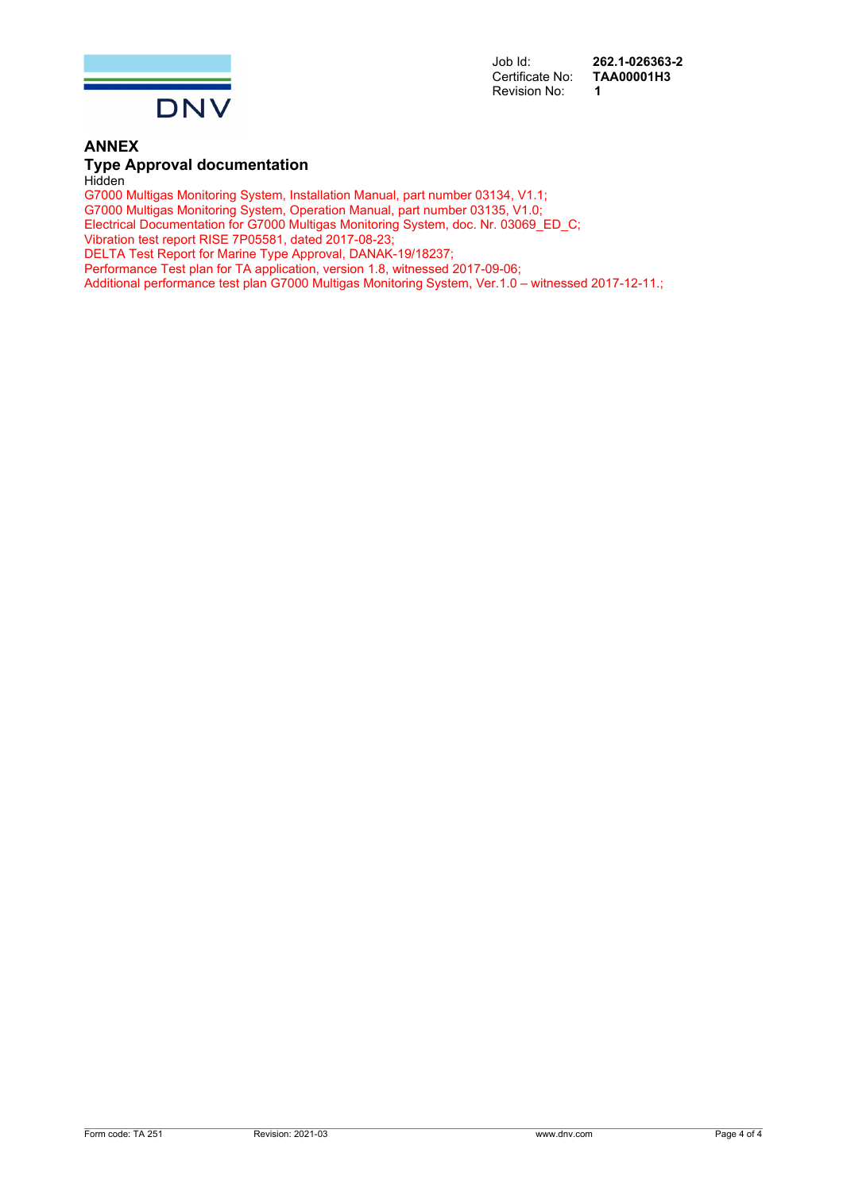Job Id: **262.1-026363-2**
Certificate No: **TAA00001H3**
Revision No: **1**

## ANNEX

## Type Approval documentation

Hidden

G7000 Multigas Monitoring System, Installation Manual, part number 03134, V1.1;
G7000 Multigas Monitoring System, Operation Manual, part number 03135, V1.0;
Electrical Documentation for G7000 Multigas Monitoring System, doc. Nr. 03069_ED_C;
Vibration test report RISE 7P05581, dated 2017-08-23;
DELTA Test Report for Marine Type Approval, DANAK-19/18237;
Performance Test plan for TA application, version 1.8, witnessed 2017-09-06;
Additional performance test plan G7000 Multigas Monitoring System, Ver.1.0 – witnessed 2017-12-11.;